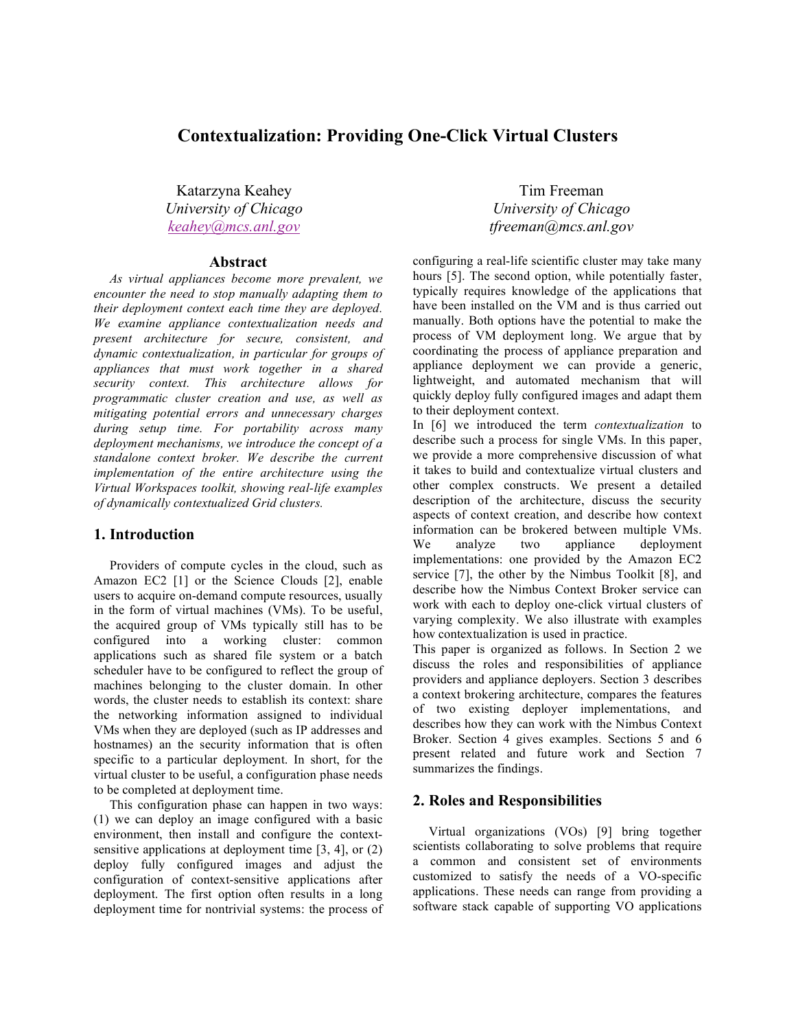# Contextualization: Providing One-Click Virtual Clusters

Katarzyna Keahey  
*University of Chicago*  
*keahey@mcs.anl.gov*

Tim Freeman  
*University of Chicago*  
*tfreeman@mcs.anl.gov*

## Abstract

*As virtual appliances become more prevalent, we encounter the need to stop manually adapting them to their deployment context each time they are deployed. We examine appliance contextualization needs and present architecture for secure, consistent, and dynamic contextualization, in particular for groups of appliances that must work together in a shared security context. This architecture allows for programmatic cluster creation and use, as well as mitigating potential errors and unnecessary charges during setup time. For portability across many deployment mechanisms, we introduce the concept of a standalone context broker. We describe the current implementation of the entire architecture using the Virtual Workspaces toolkit, showing real-life examples of dynamically contextualized Grid clusters.*

## 1. Introduction

Providers of compute cycles in the cloud, such as Amazon EC2 [1] or the Science Clouds [2], enable users to acquire on-demand compute resources, usually in the form of virtual machines (VMs). To be useful, the acquired group of VMs typically still has to be configured into a working cluster: common applications such as shared file system or a batch scheduler have to be configured to reflect the group of machines belonging to the cluster domain. In other words, the cluster needs to establish its context: share the networking information assigned to individual VMs when they are deployed (such as IP addresses and hostnames) an the security information that is often specific to a particular deployment. In short, for the virtual cluster to be useful, a configuration phase needs to be completed at deployment time.

This configuration phase can happen in two ways: (1) we can deploy an image configured with a basic environment, then install and configure the context-sensitive applications at deployment time [3, 4], or (2) deploy fully configured images and adjust the configuration of context-sensitive applications after deployment. The first option often results in a long deployment time for nontrivial systems: the process of configuring a real-life scientific cluster may take many hours [5]. The second option, while potentially faster, typically requires knowledge of the applications that have been installed on the VM and is thus carried out manually. Both options have the potential to make the process of VM deployment long. We argue that by coordinating the process of appliance preparation and appliance deployment we can provide a generic, lightweight, and automated mechanism that will quickly deploy fully configured images and adapt them to their deployment context.

In [6] we introduced the term *contextualization* to describe such a process for single VMs. In this paper, we provide a more comprehensive discussion of what it takes to build and contextualize virtual clusters and other complex constructs. We present a detailed description of the architecture, discuss the security aspects of context creation, and describe how context information can be brokered between multiple VMs. We analyze two appliance deployment implementations: one provided by the Amazon EC2 service [7], the other by the Nimbus Toolkit [8], and describe how the Nimbus Context Broker service can work with each to deploy one-click virtual clusters of varying complexity. We also illustrate with examples how contextualization is used in practice.

This paper is organized as follows. In Section 2 we discuss the roles and responsibilities of appliance providers and appliance deployers. Section 3 describes a context brokering architecture, compares the features of two existing deployer implementations, and describes how they can work with the Nimbus Context Broker. Section 4 gives examples. Sections 5 and 6 present related and future work and Section 7 summarizes the findings.

## 2. Roles and Responsibilities

Virtual organizations (VOs) [9] bring together scientists collaborating to solve problems that require a common and consistent set of environments customized to satisfy the needs of a VO-specific applications. These needs can range from providing a software stack capable of supporting VO applications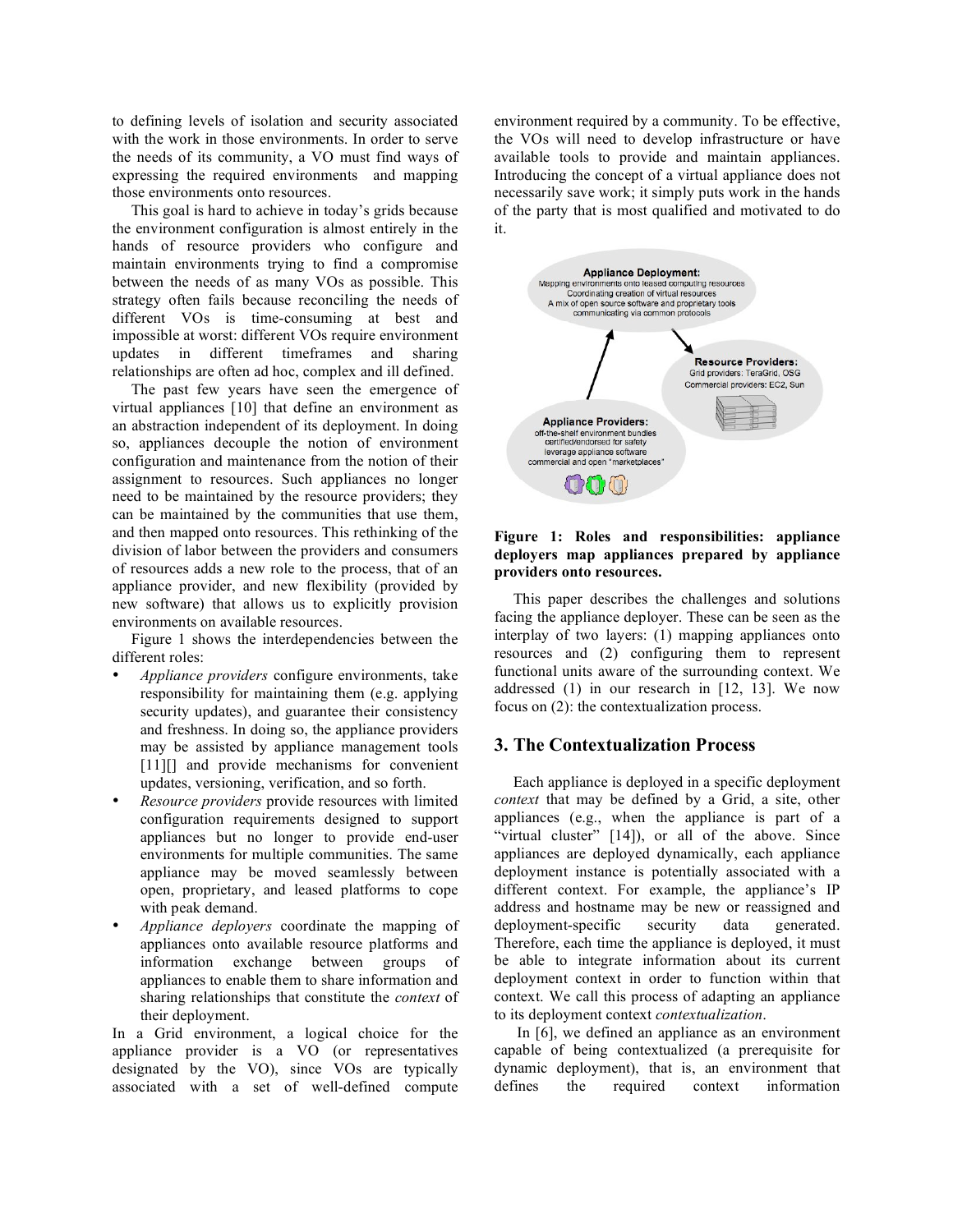to defining levels of isolation and security associated with the work in those environments. In order to serve the needs of its community, a VO must find ways of expressing the required environments and mapping those environments onto resources.

This goal is hard to achieve in today's grids because the environment configuration is almost entirely in the hands of resource providers who configure and maintain environments trying to find a compromise between the needs of as many VOs as possible. This strategy often fails because reconciling the needs of different VOs is time-consuming at best and impossible at worst: different VOs require environment updates in different timeframes and sharing relationships are often ad hoc, complex and ill defined.

The past few years have seen the emergence of virtual appliances [10] that define an environment as an abstraction independent of its deployment. In doing so, appliances decouple the notion of environment configuration and maintenance from the notion of their assignment to resources. Such appliances no longer need to be maintained by the resource providers; they can be maintained by the communities that use them, and then mapped onto resources. This rethinking of the division of labor between the providers and consumers of resources adds a new role to the process, that of an appliance provider, and new flexibility (provided by new software) that allows us to explicitly provision environments on available resources.

Figure 1 shows the interdependencies between the different roles:

- *Appliance providers* configure environments, take responsibility for maintaining them (e.g. applying security updates), and guarantee their consistency and freshness. In doing so, the appliance providers may be assisted by appliance management tools [11][] and provide mechanisms for convenient updates, versioning, verification, and so forth.
- *Resource providers* provide resources with limited configuration requirements designed to support appliances but no longer to provide end-user environments for multiple communities. The same appliance may be moved seamlessly between open, proprietary, and leased platforms to cope with peak demand.
- *Appliance deployers* coordinate the mapping of appliances onto available resource platforms and information exchange between groups of appliances to enable them to share information and sharing relationships that constitute the *context* of their deployment.

In a Grid environment, a logical choice for the appliance provider is a VO (or representatives designated by the VO), since VOs are typically associated with a set of well-defined compute environment required by a community. To be effective, the VOs will need to develop infrastructure or have available tools to provide and maintain appliances. Introducing the concept of a virtual appliance does not necessarily save work; it simply puts work in the hands of the party that is most qualified and motivated to do it.

Appliance Deployment:
Mapping environments onto leased computing resources
Coordinating creation of virtual resources
A mix of open source software and proprietary tools communicating via common protocols

Resource Providers:
Grid providers: TeraGrid, OSG
Commercial providers: EC2, Sun

Appliance Providers:
off-the-shelf environment bundles
certified/endorsed for safety
leverage appliance software
commercial and open "marketplaces"

**Figure 1: Roles and responsibilities: appliance deployers map appliances prepared by appliance providers onto resources.**

This paper describes the challenges and solutions facing the appliance deployer. These can be seen as the interplay of two layers: (1) mapping appliances onto resources and (2) configuring them to represent functional units aware of the surrounding context. We addressed (1) in our research in [12, 13]. We now focus on (2): the contextualization process.

## 3. The Contextualization Process

Each appliance is deployed in a specific deployment *context* that may be defined by a Grid, a site, other appliances (e.g., when the appliance is part of a "virtual cluster" [14]), or all of the above. Since appliances are deployed dynamically, each appliance deployment instance is potentially associated with a different context. For example, the appliance's IP address and hostname may be new or reassigned and deployment-specific security data generated. Therefore, each time the appliance is deployed, it must be able to integrate information about its current deployment context in order to function within that context. We call this process of adapting an appliance to its deployment context *contextualization*.

In [6], we defined an appliance as an environment capable of being contextualized (a prerequisite for dynamic deployment), that is, an environment that defines the required context information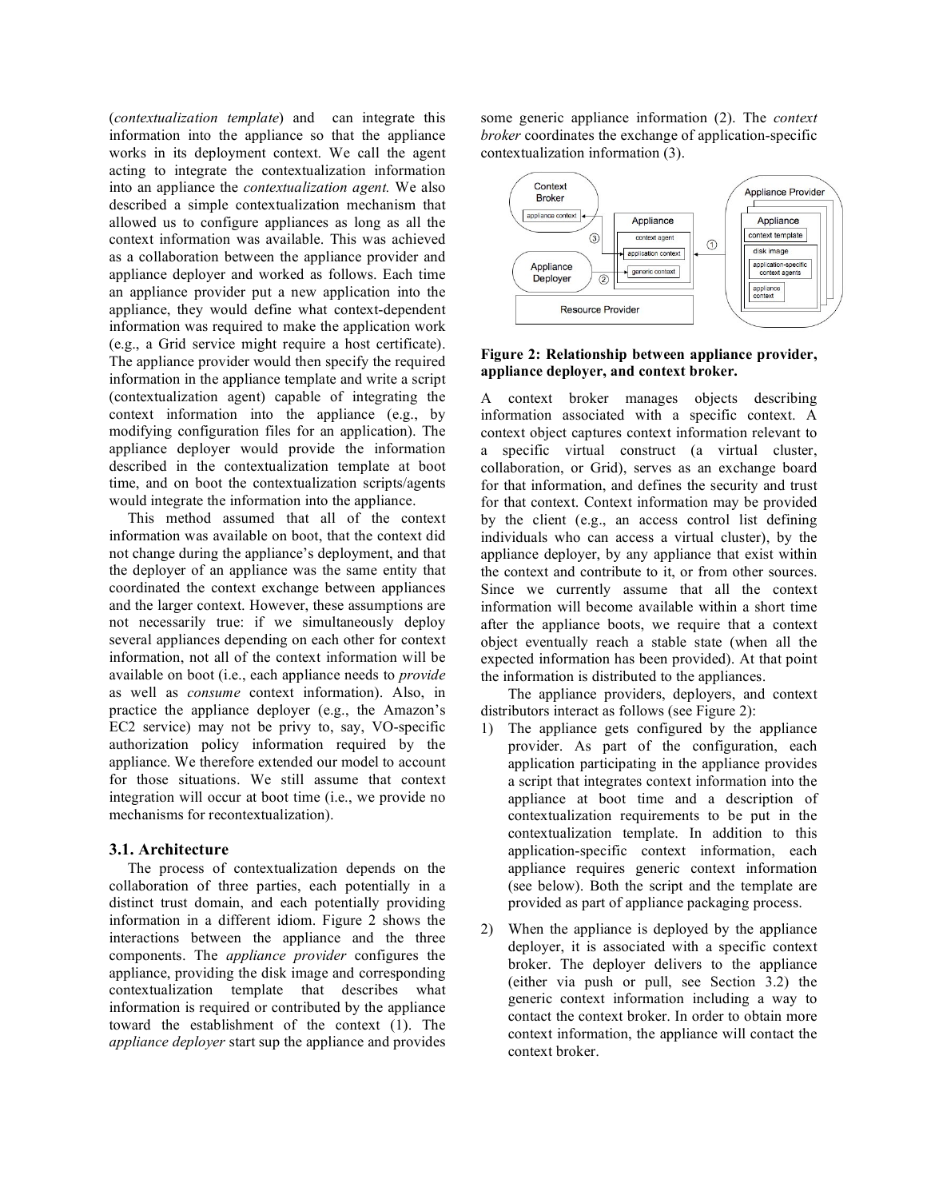(*contextualization template*) and can integrate this information into the appliance so that the appliance works in its deployment context. We call the agent acting to integrate the contextualization information into an appliance the *contextualization agent.* We also described a simple contextualization mechanism that allowed us to configure appliances as long as all the context information was available. This was achieved as a collaboration between the appliance provider and appliance deployer and worked as follows. Each time an appliance provider put a new application into the appliance, they would define what context-dependent information was required to make the application work (e.g., a Grid service might require a host certificate). The appliance provider would then specify the required information in the appliance template and write a script (contextualization agent) capable of integrating the context information into the appliance (e.g., by modifying configuration files for an application). The appliance deployer would provide the information described in the contextualization template at boot time, and on boot the contextualization scripts/agents would integrate the information into the appliance.

This method assumed that all of the context information was available on boot, that the context did not change during the appliance's deployment, and that the deployer of an appliance was the same entity that coordinated the context exchange between appliances and the larger context. However, these assumptions are not necessarily true: if we simultaneously deploy several appliances depending on each other for context information, not all of the context information will be available on boot (i.e., each appliance needs to *provide* as well as *consume* context information). Also, in practice the appliance deployer (e.g., the Amazon's EC2 service) may not be privy to, say, VO-specific authorization policy information required by the appliance. We therefore extended our model to account for those situations. We still assume that context integration will occur at boot time (i.e., we provide no mechanisms for recontextualization).

### 3.1. Architecture

The process of contextualization depends on the collaboration of three parties, each potentially in a distinct trust domain, and each potentially providing information in a different idiom. Figure 2 shows the interactions between the appliance and the three components. The *appliance provider* configures the appliance, providing the disk image and corresponding contextualization template that describes what information is required or contributed by the appliance toward the establishment of the context (1). The *appliance deployer* start sup the appliance and provides some generic appliance information (2). The *context broker* coordinates the exchange of application-specific contextualization information (3).

Context Broker
appliance context
Appliance
context agent
application context
generic context
Appliance Deployer
Resource Provider
Appliance Provider
Appliance
context template
disk image
application-specific context agents
appliance context
1
2
3

**Figure 2: Relationship between appliance provider, appliance deployer, and context broker.**

A context broker manages objects describing information associated with a specific context. A context object captures context information relevant to a specific virtual construct (a virtual cluster, collaboration, or Grid), serves as an exchange board for that information, and defines the security and trust for that context. Context information may be provided by the client (e.g., an access control list defining individuals who can access a virtual cluster), by the appliance deployer, by any appliance that exist within the context and contribute to it, or from other sources. Since we currently assume that all the context information will become available within a short time after the appliance boots, we require that a context object eventually reach a stable state (when all the expected information has been provided). At that point the information is distributed to the appliances.

The appliance providers, deployers, and context distributors interact as follows (see Figure 2):

1) The appliance gets configured by the appliance provider. As part of the configuration, each application participating in the appliance provides a script that integrates context information into the appliance at boot time and a description of contextualization requirements to be put in the contextualization template. In addition to this application-specific context information, each appliance requires generic context information (see below). Both the script and the template are provided as part of appliance packaging process.

2) When the appliance is deployed by the appliance deployer, it is associated with a specific context broker. The deployer delivers to the appliance (either via push or pull, see Section 3.2) the generic context information including a way to contact the context broker. In order to obtain more context information, the appliance will contact the context broker.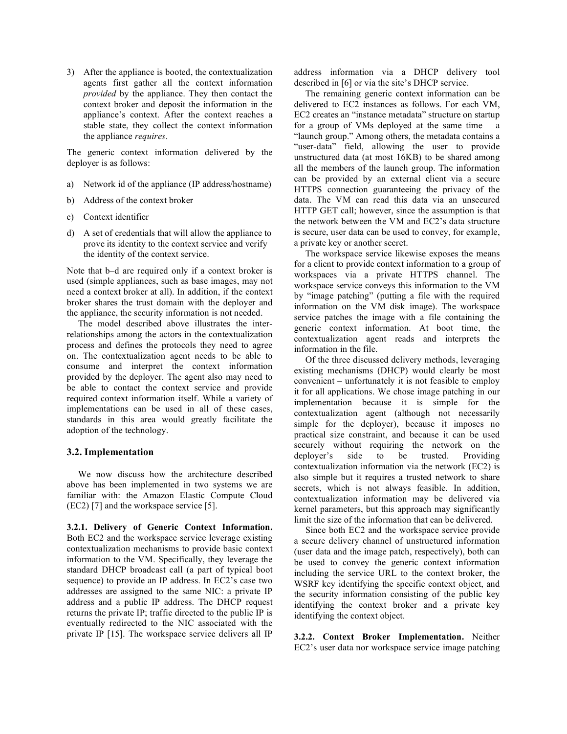3) After the appliance is booted, the contextualization agents first gather all the context information *provided* by the appliance. They then contact the context broker and deposit the information in the appliance's context. After the context reaches a stable state, they collect the context information the appliance *requires*.

The generic context information delivered by the deployer is as follows:

a) Network id of the appliance (IP address/hostname)

b) Address of the context broker

c) Context identifier

d) A set of credentials that will allow the appliance to prove its identity to the context service and verify the identity of the context service.

Note that b–d are required only if a context broker is used (simple appliances, such as base images, may not need a context broker at all). In addition, if the context broker shares the trust domain with the deployer and the appliance, the security information is not needed.

The model described above illustrates the inter-relationships among the actors in the contextualization process and defines the protocols they need to agree on. The contextualization agent needs to be able to consume and interpret the context information provided by the deployer. The agent also may need to be able to contact the context service and provide required context information itself. While a variety of implementations can be used in all of these cases, standards in this area would greatly facilitate the adoption of the technology.

### 3.2. Implementation

We now discuss how the architecture described above has been implemented in two systems we are familiar with: the Amazon Elastic Compute Cloud (EC2) [7] and the workspace service [5].

**3.2.1. Delivery of Generic Context Information.** Both EC2 and the workspace service leverage existing contextualization mechanisms to provide basic context information to the VM. Specifically, they leverage the standard DHCP broadcast call (a part of typical boot sequence) to provide an IP address. In EC2's case two addresses are assigned to the same NIC: a private IP address and a public IP address. The DHCP request returns the private IP; traffic directed to the public IP is eventually redirected to the NIC associated with the private IP [15]. The workspace service delivers all IP address information via a DHCP delivery tool described in [6] or via the site's DHCP service.

The remaining generic context information can be delivered to EC2 instances as follows. For each VM, EC2 creates an "instance metadata" structure on startup for a group of VMs deployed at the same time – a "launch group." Among others, the metadata contains a "user-data" field, allowing the user to provide unstructured data (at most 16KB) to be shared among all the members of the launch group. The information can be provided by an external client via a secure HTTPS connection guaranteeing the privacy of the data. The VM can read this data via an unsecured HTTP GET call; however, since the assumption is that the network between the VM and EC2's data structure is secure, user data can be used to convey, for example, a private key or another secret.

The workspace service likewise exposes the means for a client to provide context information to a group of workspaces via a private HTTPS channel. The workspace service conveys this information to the VM by "image patching" (putting a file with the required information on the VM disk image). The workspace service patches the image with a file containing the generic context information. At boot time, the contextualization agent reads and interprets the information in the file.

Of the three discussed delivery methods, leveraging existing mechanisms (DHCP) would clearly be most convenient – unfortunately it is not feasible to employ it for all applications. We chose image patching in our implementation because it is simple for the contextualization agent (although not necessarily simple for the deployer), because it imposes no practical size constraint, and because it can be used securely without requiring the network on the deployer's side to be trusted. Providing contextualization information via the network (EC2) is also simple but it requires a trusted network to share secrets, which is not always feasible. In addition, contextualization information may be delivered via kernel parameters, but this approach may significantly limit the size of the information that can be delivered.

Since both EC2 and the workspace service provide a secure delivery channel of unstructured information (user data and the image patch, respectively), both can be used to convey the generic context information including the service URL to the context broker, the WSRF key identifying the specific context object, and the security information consisting of the public key identifying the context broker and a private key identifying the context object.

**3.2.2. Context Broker Implementation.** Neither EC2's user data nor workspace service image patching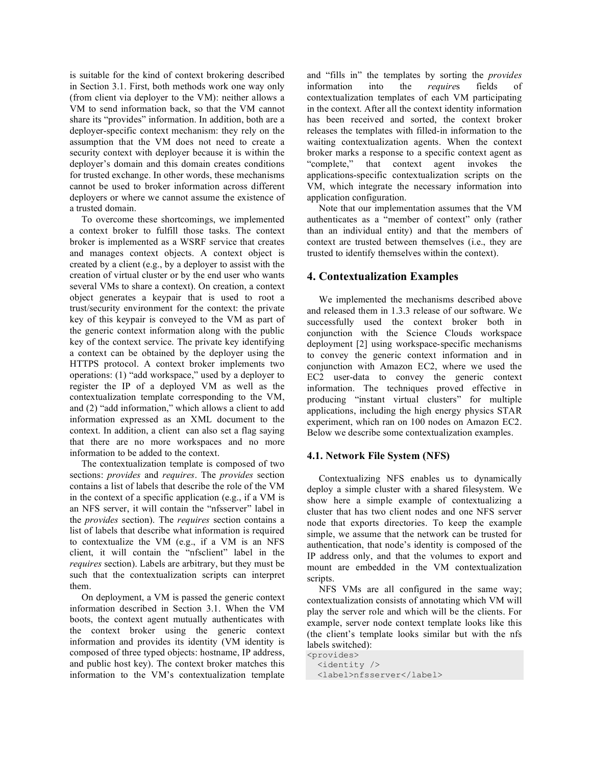is suitable for the kind of context brokering described in Section 3.1. First, both methods work one way only (from client via deployer to the VM): neither allows a VM to send information back, so that the VM cannot share its "provides" information. In addition, both are a deployer-specific context mechanism: they rely on the assumption that the VM does not need to create a security context with deployer because it is within the deployer's domain and this domain creates conditions for trusted exchange. In other words, these mechanisms cannot be used to broker information across different deployers or where we cannot assume the existence of a trusted domain.

To overcome these shortcomings, we implemented a context broker to fulfill those tasks. The context broker is implemented as a WSRF service that creates and manages context objects. A context object is created by a client (e.g., by a deployer to assist with the creation of virtual cluster or by the end user who wants several VMs to share a context). On creation, a context object generates a keypair that is used to root a trust/security environment for the context: the private key of this keypair is conveyed to the VM as part of the generic context information along with the public key of the context service. The private key identifying a context can be obtained by the deployer using the HTTPS protocol. A context broker implements two operations: (1) "add workspace," used by a deployer to register the IP of a deployed VM as well as the contextualization template corresponding to the VM, and (2) "add information," which allows a client to add information expressed as an XML document to the context. In addition, a client can also set a flag saying that there are no more workspaces and no more information to be added to the context.

The contextualization template is composed of two sections: *provides* and *requires*. The *provides* section contains a list of labels that describe the role of the VM in the context of a specific application (e.g., if a VM is an NFS server, it will contain the "nfsserver" label in the *provides* section). The *requires* section contains a list of labels that describe what information is required to contextualize the VM (e.g., if a VM is an NFS client, it will contain the "nfsclient" label in the *requires* section). Labels are arbitrary, but they must be such that the contextualization scripts can interpret them.

On deployment, a VM is passed the generic context information described in Section 3.1. When the VM boots, the context agent mutually authenticates with the context broker using the generic context information and provides its identity (VM identity is composed of three typed objects: hostname, IP address, and public host key). The context broker matches this information to the VM's contextualization template and "fills in" the templates by sorting the *provides* information into the *requires* fields of contextualization templates of each VM participating in the context. After all the context identity information has been received and sorted, the context broker releases the templates with filled-in information to the waiting contextualization agents. When the context broker marks a response to a specific context agent as "complete," that context agent invokes the applications-specific contextualization scripts on the VM, which integrate the necessary information into application configuration.

Note that our implementation assumes that the VM authenticates as a "member of context" only (rather than an individual entity) and that the members of context are trusted between themselves (i.e., they are trusted to identify themselves within the context).

## 4. Contextualization Examples

We implemented the mechanisms described above and released them in 1.3.3 release of our software. We successfully used the context broker both in conjunction with the Science Clouds workspace deployment [2] using workspace-specific mechanisms to convey the generic context information and in conjunction with Amazon EC2, where we used the EC2 user-data to convey the generic context information. The techniques proved effective in producing "instant virtual clusters" for multiple applications, including the high energy physics STAR experiment, which ran on 100 nodes on Amazon EC2. Below we describe some contextualization examples.

### 4.1. Network File System (NFS)

Contextualizing NFS enables us to dynamically deploy a simple cluster with a shared filesystem. We show here a simple example of contextualizing a cluster that has two client nodes and one NFS server node that exports directories. To keep the example simple, we assume that the network can be trusted for authentication, that node's identity is composed of the IP address only, and that the volumes to export and mount are embedded in the VM contextualization scripts.

NFS VMs are all configured in the same way; contextualization consists of annotating which VM will play the server role and which will be the clients. For example, server node context template looks like this (the client's template looks similar but with the nfs labels switched):

```
<provides>
  <identity />
  <label>nfsserver</label>
```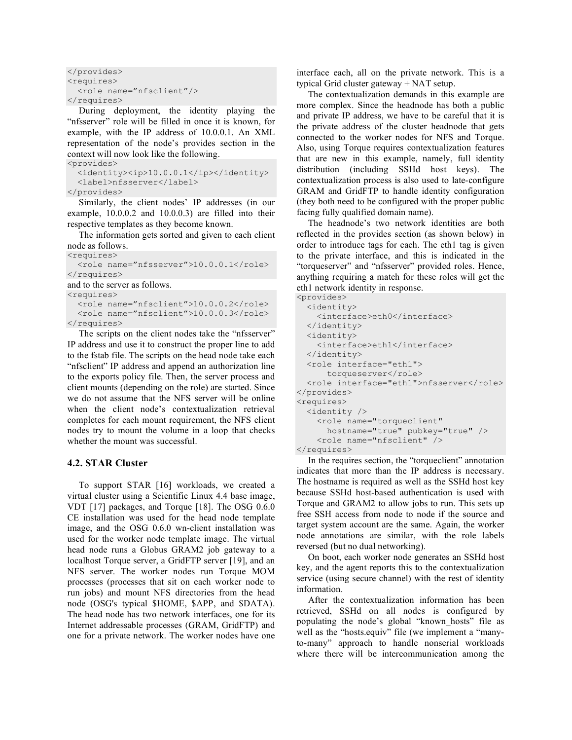```
</provides>
<requires>
  <role name="nfsclient"/>
</requires>
```

During deployment, the identity playing the "nfsserver" role will be filled in once it is known, for example, with the IP address of 10.0.0.1. An XML representation of the node's provides section in the context will now look like the following.

```
<provides>
  <identity><ip>10.0.0.1</ip></identity>
  <label>nfsserver</label>
</provides>
```

Similarly, the client nodes' IP addresses (in our example, 10.0.0.2 and 10.0.0.3) are filled into their respective templates as they become known.

The information gets sorted and given to each client node as follows.

```
<requires>
  <role name="nfsserver">10.0.0.1</role>
</requires>
```

and to the server as follows.

```
<requires>
  <role name="nfsclient">10.0.0.2</role>
  <role name="nfsclient">10.0.0.3</role>
</requires>
```

The scripts on the client nodes take the "nfsserver" IP address and use it to construct the proper line to add to the fstab file. The scripts on the head node take each "nfsclient" IP address and append an authorization line to the exports policy file. Then, the server process and client mounts (depending on the role) are started. Since we do not assume that the NFS server will be online when the client node's contextualization retrieval completes for each mount requirement, the NFS client nodes try to mount the volume in a loop that checks whether the mount was successful.

### 4.2. STAR Cluster

To support STAR [16] workloads, we created a virtual cluster using a Scientific Linux 4.4 base image, VDT [17] packages, and Torque [18]. The OSG 0.6.0 CE installation was used for the head node template image, and the OSG 0.6.0 wn-client installation was used for the worker node template image. The virtual head node runs a Globus GRAM2 job gateway to a localhost Torque server, a GridFTP server [19], and an NFS server. The worker nodes run Torque MOM processes (processes that sit on each worker node to run jobs) and mount NFS directories from the head node (OSG's typical $HOME, $APP, and $DATA). The head node has two network interfaces, one for its Internet addressable processes (GRAM, GridFTP) and one for a private network. The worker nodes have one interface each, all on the private network. This is a typical Grid cluster gateway + NAT setup.

The contextualization demands in this example are more complex. Since the headnode has both a public and private IP address, we have to be careful that it is the private address of the cluster headnode that gets connected to the worker nodes for NFS and Torque. Also, using Torque requires contextualization features that are new in this example, namely, full identity distribution (including SSHd host keys). The contextualization process is also used to late-configure GRAM and GridFTP to handle identity configuration (they both need to be configured with the proper public facing fully qualified domain name).

The headnode's two network identities are both reflected in the provides section (as shown below) in order to introduce tags for each. The eth1 tag is given to the private interface, and this is indicated in the "torqueserver" and "nfsserver" provided roles. Hence, anything requiring a match for these roles will get the eth1 network identity in response.

```
<provides>
  <identity>
    <interface>eth0</interface>
  </identity>
  <identity>
    <interface>eth1</interface>
  </identity>
  <role interface="eth1">
      torqueserver</role>
  <role interface="eth1">nfsserver</role>
</provides>
<requires>
  <identity />
    <role name="torqueclient"
      hostname="true" pubkey="true" />
    <role name="nfsclient" />
</requires>
```

In the requires section, the "torqueclient" annotation indicates that more than the IP address is necessary. The hostname is required as well as the SSHd host key because SSHd host-based authentication is used with Torque and GRAM2 to allow jobs to run. This sets up free SSH access from node to node if the source and target system account are the same. Again, the worker node annotations are similar, with the role labels reversed (but no dual networking).

On boot, each worker node generates an SSHd host key, and the agent reports this to the contextualization service (using secure channel) with the rest of identity information.

After the contextualization information has been retrieved, SSHd on all nodes is configured by populating the node's global "known_hosts" file as well as the "hosts.equiv" file (we implement a "many-to-many" approach to handle nonserial workloads where there will be intercommunication among the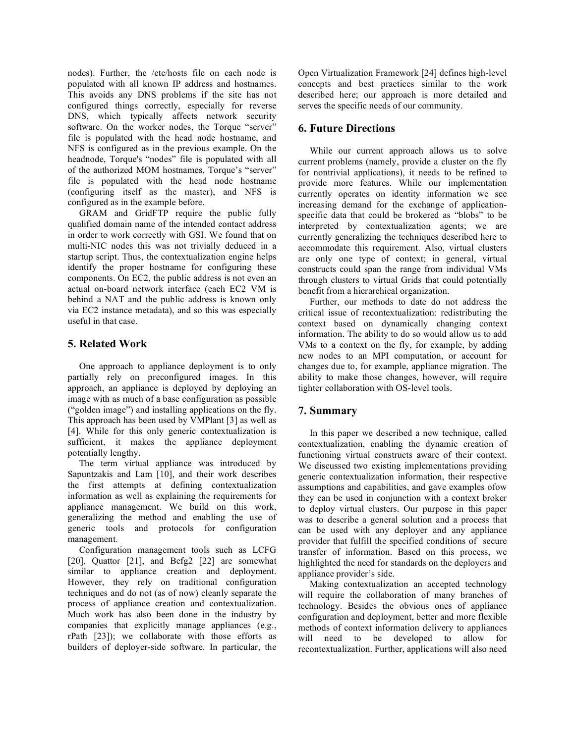nodes). Further, the /etc/hosts file on each node is populated with all known IP address and hostnames. This avoids any DNS problems if the site has not configured things correctly, especially for reverse DNS, which typically affects network security software. On the worker nodes, the Torque "server" file is populated with the head node hostname, and NFS is configured as in the previous example. On the headnode, Torque's "nodes" file is populated with all of the authorized MOM hostnames, Torque's "server" file is populated with the head node hostname (configuring itself as the master), and NFS is configured as in the example before.

GRAM and GridFTP require the public fully qualified domain name of the intended contact address in order to work correctly with GSI. We found that on multi-NIC nodes this was not trivially deduced in a startup script. Thus, the contextualization engine helps identify the proper hostname for configuring these components. On EC2, the public address is not even an actual on-board network interface (each EC2 VM is behind a NAT and the public address is known only via EC2 instance metadata), and so this was especially useful in that case.

## 5. Related Work

One approach to appliance deployment is to only partially rely on preconfigured images. In this approach, an appliance is deployed by deploying an image with as much of a base configuration as possible ("golden image") and installing applications on the fly. This approach has been used by VMPlant [3] as well as [4]. While for this only generic contextualization is sufficient, it makes the appliance deployment potentially lengthy.

The term virtual appliance was introduced by Sapuntzakis and Lam [10], and their work describes the first attempts at defining contextualization information as well as explaining the requirements for appliance management. We build on this work, generalizing the method and enabling the use of generic tools and protocols for configuration management.

Configuration management tools such as LCFG [20], Quattor [21], and Bcfg2 [22] are somewhat similar to appliance creation and deployment. However, they rely on traditional configuration techniques and do not (as of now) cleanly separate the process of appliance creation and contextualization. Much work has also been done in the industry by companies that explicitly manage appliances (e.g., rPath [23]); we collaborate with those efforts as builders of deployer-side software. In particular, the Open Virtualization Framework [24] defines high-level concepts and best practices similar to the work described here; our approach is more detailed and serves the specific needs of our community.

## 6. Future Directions

While our current approach allows us to solve current problems (namely, provide a cluster on the fly for nontrivial applications), it needs to be refined to provide more features. While our implementation currently operates on identity information we see increasing demand for the exchange of application-specific data that could be brokered as "blobs" to be interpreted by contextualization agents; we are currently generalizing the techniques described here to accommodate this requirement. Also, virtual clusters are only one type of context; in general, virtual constructs could span the range from individual VMs through clusters to virtual Grids that could potentially benefit from a hierarchical organization.

Further, our methods to date do not address the critical issue of recontextualization: redistributing the context based on dynamically changing context information. The ability to do so would allow us to add VMs to a context on the fly, for example, by adding new nodes to an MPI computation, or account for changes due to, for example, appliance migration. The ability to make those changes, however, will require tighter collaboration with OS-level tools.

## 7. Summary

In this paper we described a new technique, called contextualization, enabling the dynamic creation of functioning virtual constructs aware of their context. We discussed two existing implementations providing generic contextualization information, their respective assumptions and capabilities, and gave examples ofow they can be used in conjunction with a context broker to deploy virtual clusters. Our purpose in this paper was to describe a general solution and a process that can be used with any deployer and any appliance provider that fulfill the specified conditions of secure transfer of information. Based on this process, we highlighted the need for standards on the deployers and appliance provider's side.

Making contextualization an accepted technology will require the collaboration of many branches of technology. Besides the obvious ones of appliance configuration and deployment, better and more flexible methods of context information delivery to appliances will need to be developed to allow for recontextualization. Further, applications will also need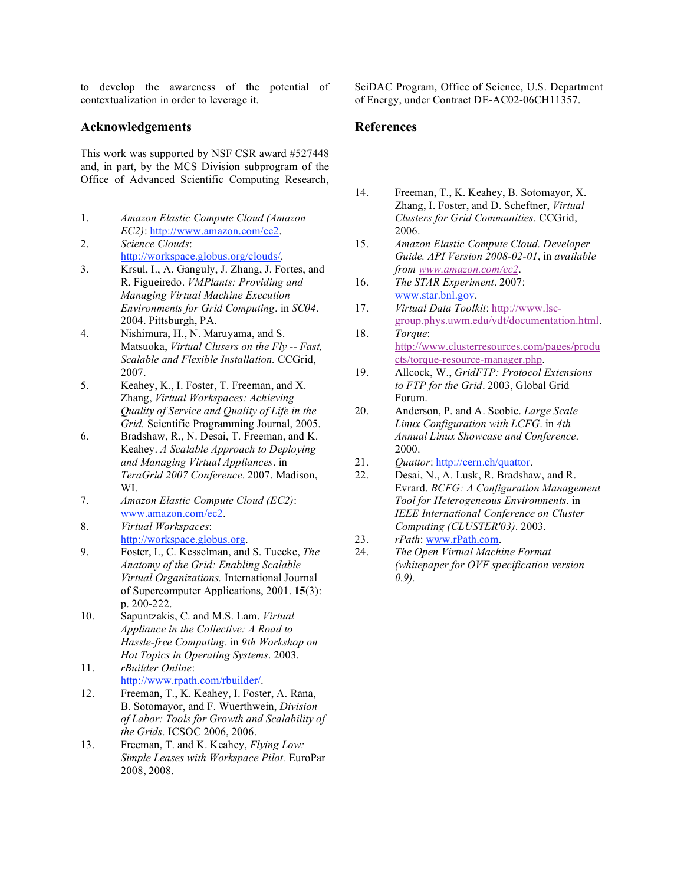to develop the awareness of the potential of contextualization in order to leverage it.

## Acknowledgements

This work was supported by NSF CSR award #527448 and, in part, by the MCS Division subprogram of the Office of Advanced Scientific Computing Research, SciDAC Program, Office of Science, U.S. Department of Energy, under Contract DE-AC02-06CH11357.

## References

1. *Amazon Elastic Compute Cloud (Amazon EC2)*: http://www.amazon.com/ec2.
2. *Science Clouds*: http://workspace.globus.org/clouds/.
3. Krsul, I., A. Ganguly, J. Zhang, J. Fortes, and R. Figueiredo. *VMPlants: Providing and Managing Virtual Machine Execution Environments for Grid Computing*. in *SC04*. 2004. Pittsburgh, PA.
4. Nishimura, H., N. Maruyama, and S. Matsuoka, *Virtual Clusers on the Fly -- Fast, Scalable and Flexible Installation.* CCGrid, 2007.
5. Keahey, K., I. Foster, T. Freeman, and X. Zhang, *Virtual Workspaces: Achieving Quality of Service and Quality of Life in the Grid.* Scientific Programming Journal, 2005.
6. Bradshaw, R., N. Desai, T. Freeman, and K. Keahey. *A Scalable Approach to Deploying and Managing Virtual Appliances*. in *TeraGrid 2007 Conference*. 2007. Madison, WI.
7. *Amazon Elastic Compute Cloud (EC2)*: www.amazon.com/ec2.
8. *Virtual Workspaces*: http://workspace.globus.org.
9. Foster, I., C. Kesselman, and S. Tuecke, *The Anatomy of the Grid: Enabling Scalable Virtual Organizations.* International Journal of Supercomputer Applications, 2001. **15**(3): p. 200-222.
10. Sapuntzakis, C. and M.S. Lam. *Virtual Appliance in the Collective: A Road to Hassle-free Computing*. in *9th Workshop on Hot Topics in Operating Systems*. 2003.
11. *rBuilder Online*: http://www.rpath.com/rbuilder/.
12. Freeman, T., K. Keahey, I. Foster, A. Rana, B. Sotomayor, and F. Wuerthwein, *Division of Labor: Tools for Growth and Scalability of the Grids.* ICSOC 2006, 2006.
13. Freeman, T. and K. Keahey, *Flying Low: Simple Leases with Workspace Pilot.* EuroPar 2008, 2008.
14. Freeman, T., K. Keahey, B. Sotomayor, X. Zhang, I. Foster, and D. Scheftner, *Virtual Clusters for Grid Communities.* CCGrid, 2006.
15. *Amazon Elastic Compute Cloud. Developer Guide. API Version 2008-02-01*, in *available from www.amazon.com/ec2*.
16. *The STAR Experiment*. 2007: www.star.bnl.gov.
17. *Virtual Data Toolkit*: http://www.lsc-group.phys.uwm.edu/vdt/documentation.html.
18. *Torque*: http://www.clusterresources.com/pages/products/torque-resource-manager.php.
19. Allcock, W., *GridFTP: Protocol Extensions to FTP for the Grid*. 2003, Global Grid Forum.
20. Anderson, P. and A. Scobie. *Large Scale Linux Configuration with LCFG*. in *4th Annual Linux Showcase and Conference*. 2000.
21. *Quattor*: http://cern.ch/quattor.
22. Desai, N., A. Lusk, R. Bradshaw, and R. Evrard. *BCFG: A Configuration Management Tool for Heterogeneous Environments*. in *IEEE International Conference on Cluster Computing (CLUSTER'03)*. 2003.
23. *rPath*: www.rPath.com.
24. *The Open Virtual Machine Format (whitepaper for OVF specification version 0.9).*